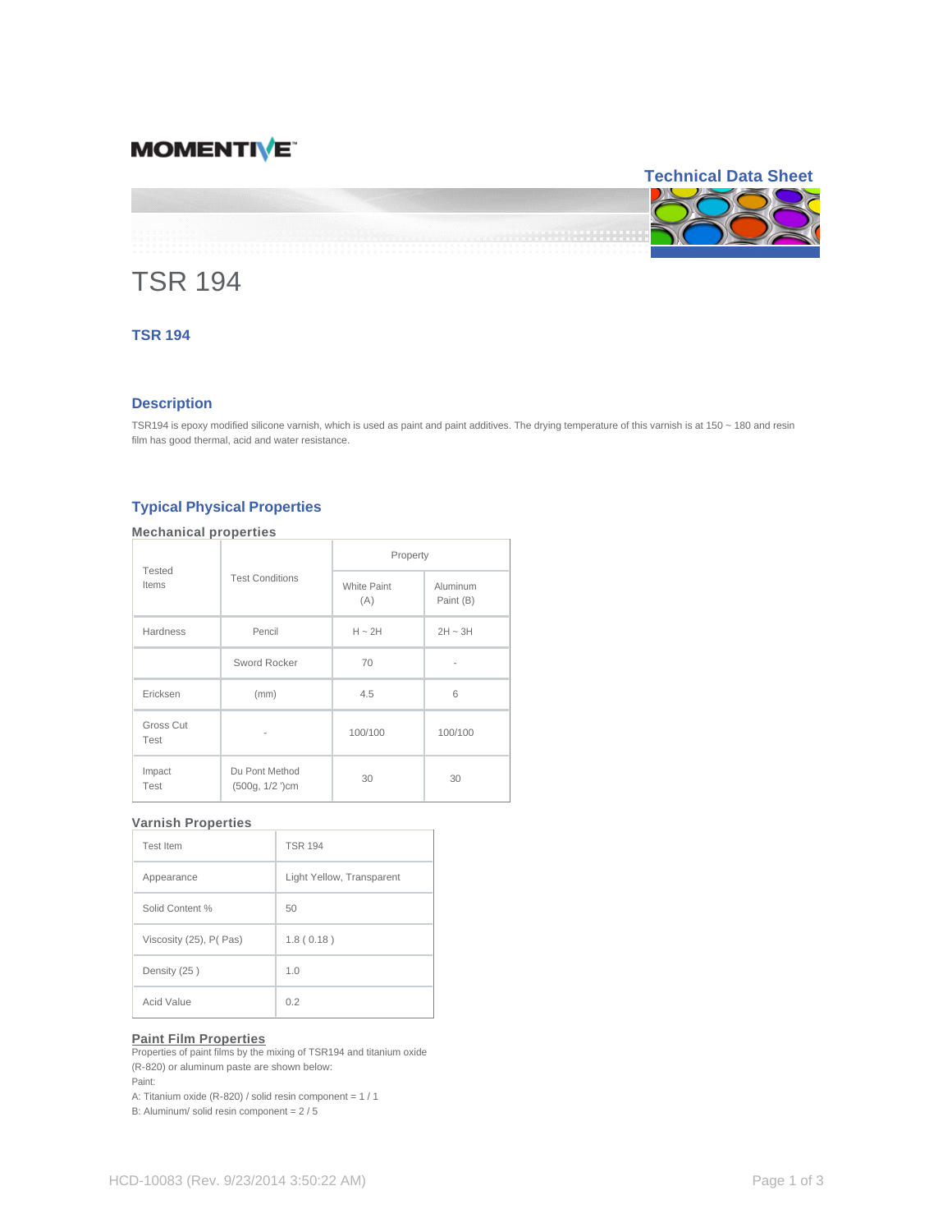MOMENTIVE

Technical Data Sheet

# TSR 194

## TSR 194

## Description

TSR194 is epoxy modified silicone varnish, which is used as paint and paint additives. The drying temperature of this varnish is at 150 ~ 180 and resin film has good thermal, acid and water resistance.

## Typical Physical Properties

### Mechanical properties

| Tested Items | Test Conditions | Property | |
|---|---|---|---|
| | | White Paint (A) | Aluminum Paint (B) |
| Hardness | Pencil | H ~ 2H | 2H ~ 3H |
| | Sword Rocker | 70 | - |
| Ericksen | (mm) | 4.5 | 6 |
| Gross Cut Test | - | 100/100 | 100/100 |
| Impact Test | Du Pont Method (500g, 1/2 ")cm | 30 | 30 |

### Varnish Properties

| Test Item | TSR 194 |
|---|---|
| Appearance | Light Yellow, Transparent |
| Solid Content % | 50 |
| Viscosity (25), P( Pas) | 1.8 ( 0.18 ) |
| Density (25 ) | 1.0 |
| Acid Value | 0.2 |

### Paint Film Properties

Properties of paint films by the mixing of TSR194 and titanium oxide (R-820) or aluminum paste are shown below:

Paint:

A: Titanium oxide (R-820) / solid resin component = 1 / 1

B: Aluminum/ solid resin component = 2 / 5

HCD-10083 (Rev. 9/23/2014 3:50:22 AM)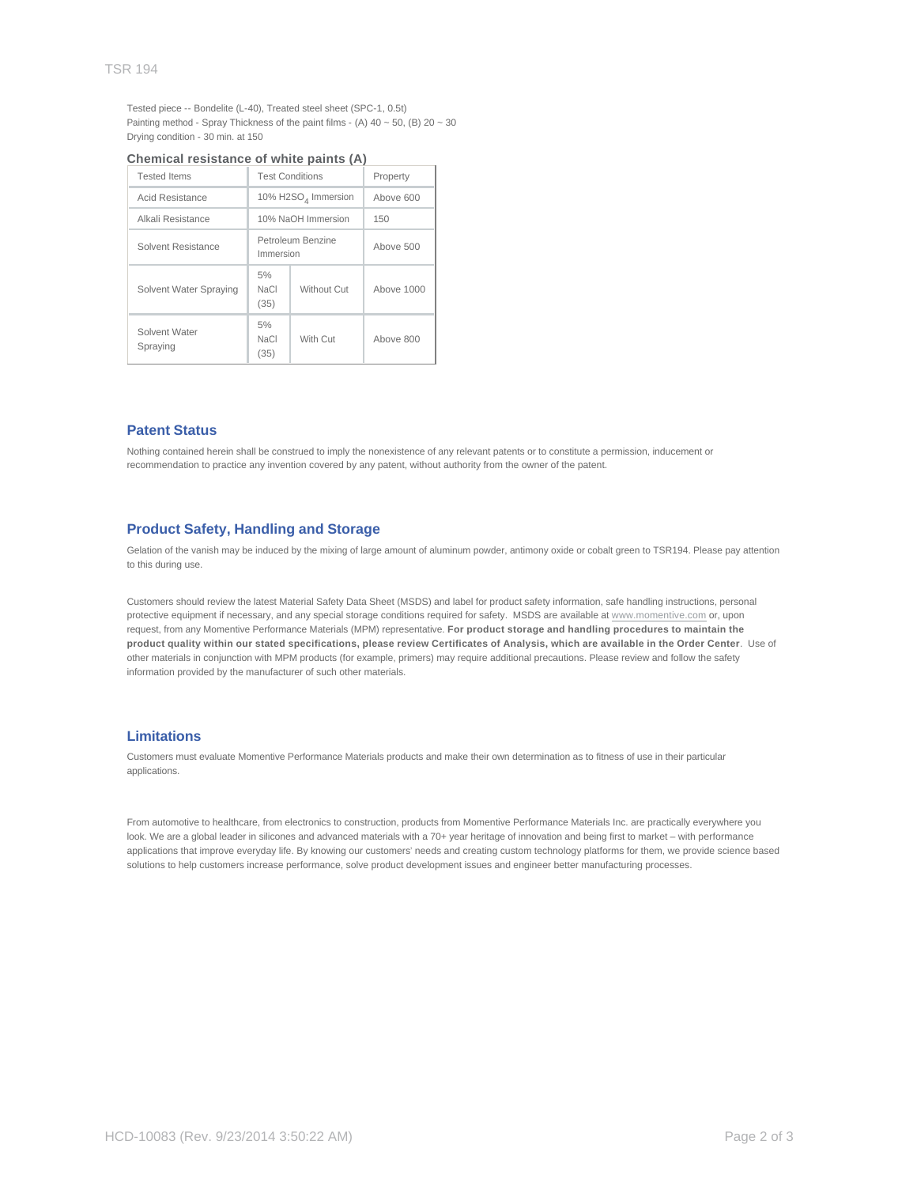Tested piece -- Bondelite (L-40), Treated steel sheet (SPC-1, 0.5t)
Painting method - Spray Thickness of the paint films - (A) 40 ~ 50, (B) 20 ~ 30
Drying condition - 30 min. at 150

**Chemical resistance of white paints (A)**

| Tested Items | Test Conditions | | Property |
|---|---|---|---|
| Acid Resistance | 10% $H_2SO_4$ Immersion | | Above 600 |
| Alkali Resistance | 10% NaOH Immersion | | 150 |
| Solvent Resistance | Petroleum Benzine Immersion | | Above 500 |
| Solvent Water Spraying | 5% NaCl (35) | Without Cut | Above 1000 |
| Solvent Water Spraying | 5% NaCl (35) | With Cut | Above 800 |

## Patent Status

Nothing contained herein shall be construed to imply the nonexistence of any relevant patents or to constitute a permission, inducement or recommendation to practice any invention covered by any patent, without authority from the owner of the patent.

## Product Safety, Handling and Storage

Gelation of the vanish may be induced by the mixing of large amount of aluminum powder, antimony oxide or cobalt green to TSR194. Please pay attention to this during use.

Customers should review the latest Material Safety Data Sheet (MSDS) and label for product safety information, safe handling instructions, personal protective equipment if necessary, and any special storage conditions required for safety. MSDS are available at www.momentive.com or, upon request, from any Momentive Performance Materials (MPM) representative. **For product storage and handling procedures to maintain the product quality within our stated specifications, please review Certificates of Analysis, which are available in the Order Center**. Use of other materials in conjunction with MPM products (for example, primers) may require additional precautions. Please review and follow the safety information provided by the manufacturer of such other materials.

## Limitations

Customers must evaluate Momentive Performance Materials products and make their own determination as to fitness of use in their particular applications.

From automotive to healthcare, from electronics to construction, products from Momentive Performance Materials Inc. are practically everywhere you look. We are a global leader in silicones and advanced materials with a 70+ year heritage of innovation and being first to market – with performance applications that improve everyday life. By knowing our customers' needs and creating custom technology platforms for them, we provide science based solutions to help customers increase performance, solve product development issues and engineer better manufacturing processes.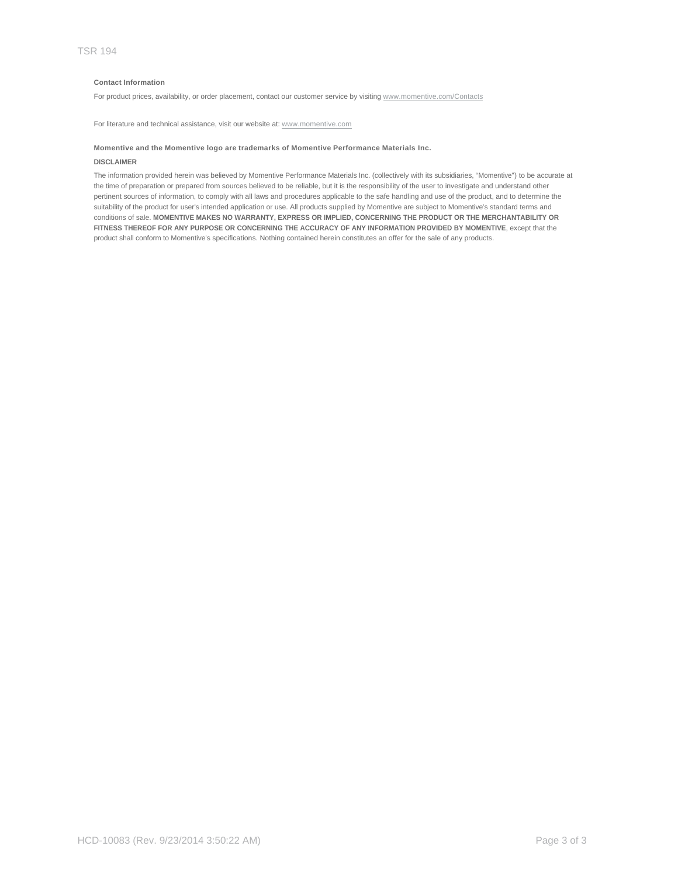### Contact Information

For product prices, availability, or order placement, contact our customer service by visiting www.momentive.com/Contacts

For literature and technical assistance, visit our website at: www.momentive.com

**Momentive and the Momentive logo are trademarks of Momentive Performance Materials Inc.**

### DISCLAIMER

The information provided herein was believed by Momentive Performance Materials Inc. (collectively with its subsidiaries, "Momentive") to be accurate at the time of preparation or prepared from sources believed to be reliable, but it is the responsibility of the user to investigate and understand other pertinent sources of information, to comply with all laws and procedures applicable to the safe handling and use of the product, and to determine the suitability of the product for user's intended application or use. All products supplied by Momentive are subject to Momentive's standard terms and conditions of sale. **MOMENTIVE MAKES NO WARRANTY, EXPRESS OR IMPLIED, CONCERNING THE PRODUCT OR THE MERCHANTABILITY OR FITNESS THEREOF FOR ANY PURPOSE OR CONCERNING THE ACCURACY OF ANY INFORMATION PROVIDED BY MOMENTIVE**, except that the product shall conform to Momentive's specifications. Nothing contained herein constitutes an offer for the sale of any products.